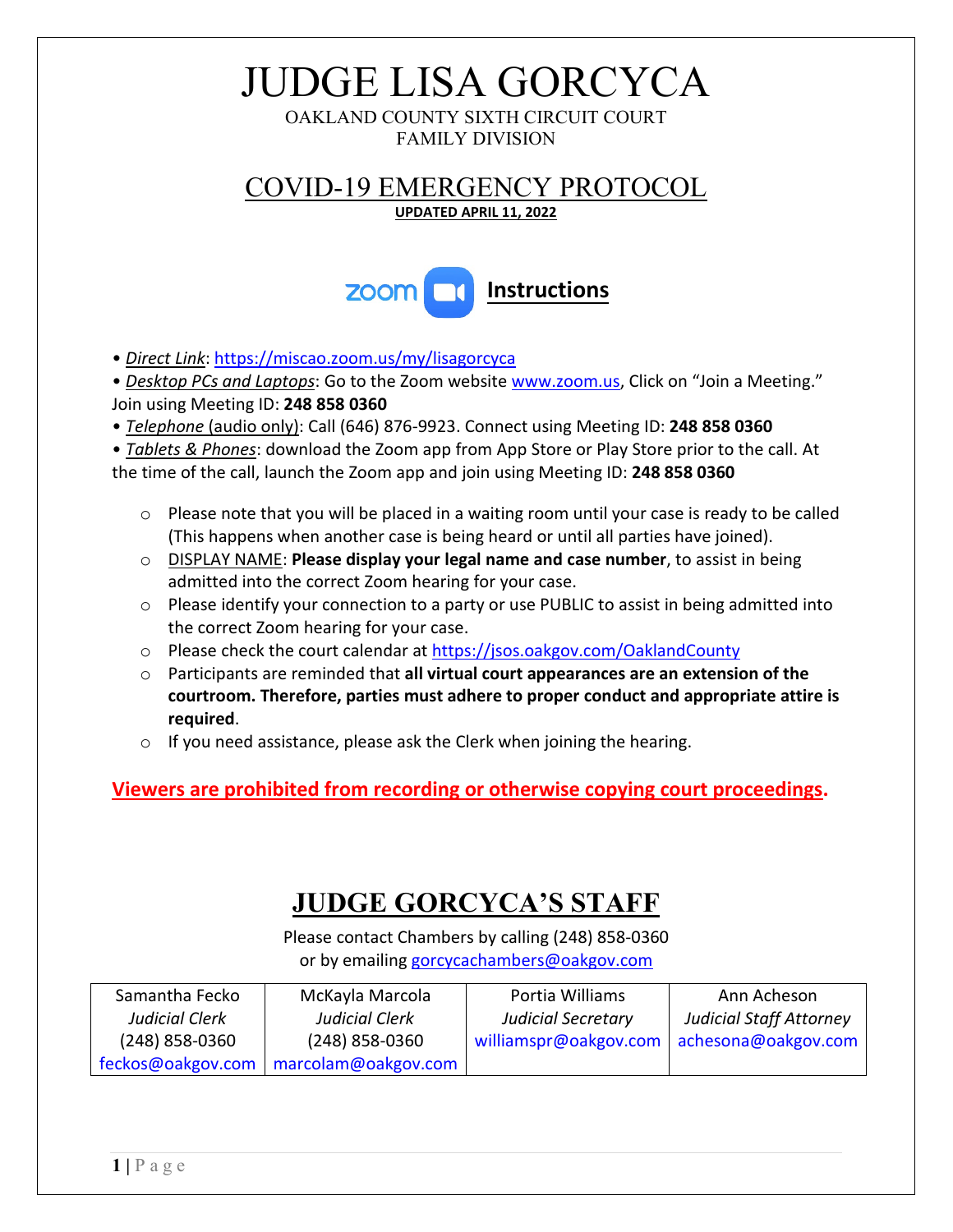# JUDGE LISA GORCYCA

OAKLAND COUNTY SIXTH CIRCUIT COURT
FAMILY DIVISION

## COVID-19 EMERGENCY PROTOCOL

**UPDATED APRIL 11, 2022**

### zoom Instructions

- *Direct Link*: https://miscao.zoom.us/my/lisagorcyca
- *Desktop PCs and Laptops*: Go to the Zoom website www.zoom.us, Click on "Join a Meeting." Join using Meeting ID: **248 858 0360**
- *Telephone* (audio only): Call (646) 876-9923. Connect using Meeting ID: **248 858 0360**
- *Tablets & Phones*: download the Zoom app from App Store or Play Store prior to the call. At the time of the call, launch the Zoom app and join using Meeting ID: **248 858 0360**

  - Please note that you will be placed in a waiting room until your case is ready to be called (This happens when another case is being heard or until all parties have joined).
  - DISPLAY NAME: **Please display your legal name and case number**, to assist in being admitted into the correct Zoom hearing for your case.
  - Please identify your connection to a party or use PUBLIC to assist in being admitted into the correct Zoom hearing for your case.
  - Please check the court calendar at https://jsos.oakgov.com/OaklandCounty
  - Participants are reminded that **all virtual court appearances are an extension of the courtroom. Therefore, parties must adhere to proper conduct and appropriate attire is required**.
  - If you need assistance, please ask the Clerk when joining the hearing.

**Viewers are prohibited from recording or otherwise copying court proceedings.**

## JUDGE GORCYCA'S STAFF

Please contact Chambers by calling (248) 858-0360
or by emailing gorcycachambers@oakgov.com

| Samantha Fecko | McKayla Marcola | Portia Williams | Ann Acheson |
|---|---|---|---|
| *Judicial Clerk* | *Judicial Clerk* | *Judicial Secretary* | *Judicial Staff Attorney* |
| (248) 858-0360 | (248) 858-0360 | williamspr@oakgov.com | achesona@oakgov.com |
| feckos@oakgov.com | marcolam@oakgov.com | | |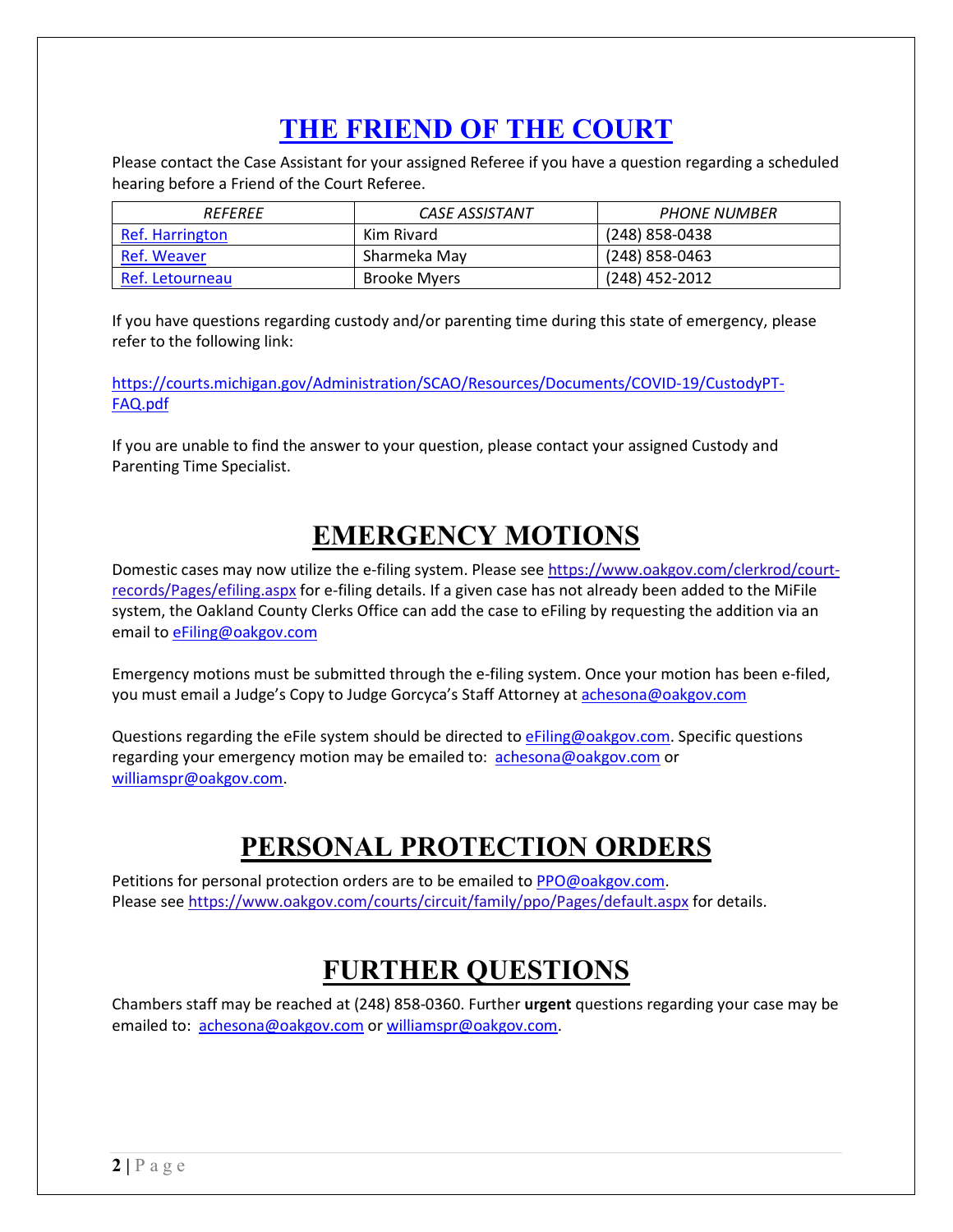# THE FRIEND OF THE COURT

Please contact the Case Assistant for your assigned Referee if you have a question regarding a scheduled hearing before a Friend of the Court Referee.

| *REFEREE* | *CASE ASSISTANT* | *PHONE NUMBER* |
| --- | --- | --- |
| Ref. Harrington | Kim Rivard | (248) 858-0438 |
| Ref. Weaver | Sharmeka May | (248) 858-0463 |
| Ref. Letourneau | Brooke Myers | (248) 452-2012 |

If you have questions regarding custody and/or parenting time during this state of emergency, please refer to the following link:

https://courts.michigan.gov/Administration/SCAO/Resources/Documents/COVID-19/CustodyPT-FAQ.pdf

If you are unable to find the answer to your question, please contact your assigned Custody and Parenting Time Specialist.

# EMERGENCY MOTIONS

Domestic cases may now utilize the e-filing system. Please see https://www.oakgov.com/clerkrod/court-records/Pages/efiling.aspx for e-filing details. If a given case has not already been added to the MiFile system, the Oakland County Clerks Office can add the case to eFiling by requesting the addition via an email to eFiling@oakgov.com

Emergency motions must be submitted through the e-filing system. Once your motion has been e-filed, you must email a Judge's Copy to Judge Gorcyca's Staff Attorney at achesona@oakgov.com

Questions regarding the eFile system should be directed to eFiling@oakgov.com. Specific questions regarding your emergency motion may be emailed to: achesona@oakgov.com or williamspr@oakgov.com.

# PERSONAL PROTECTION ORDERS

Petitions for personal protection orders are to be emailed to PPO@oakgov.com.
Please see https://www.oakgov.com/courts/circuit/family/ppo/Pages/default.aspx for details.

# FURTHER QUESTIONS

Chambers staff may be reached at (248) 858-0360. Further **urgent** questions regarding your case may be emailed to: achesona@oakgov.com or williamspr@oakgov.com.